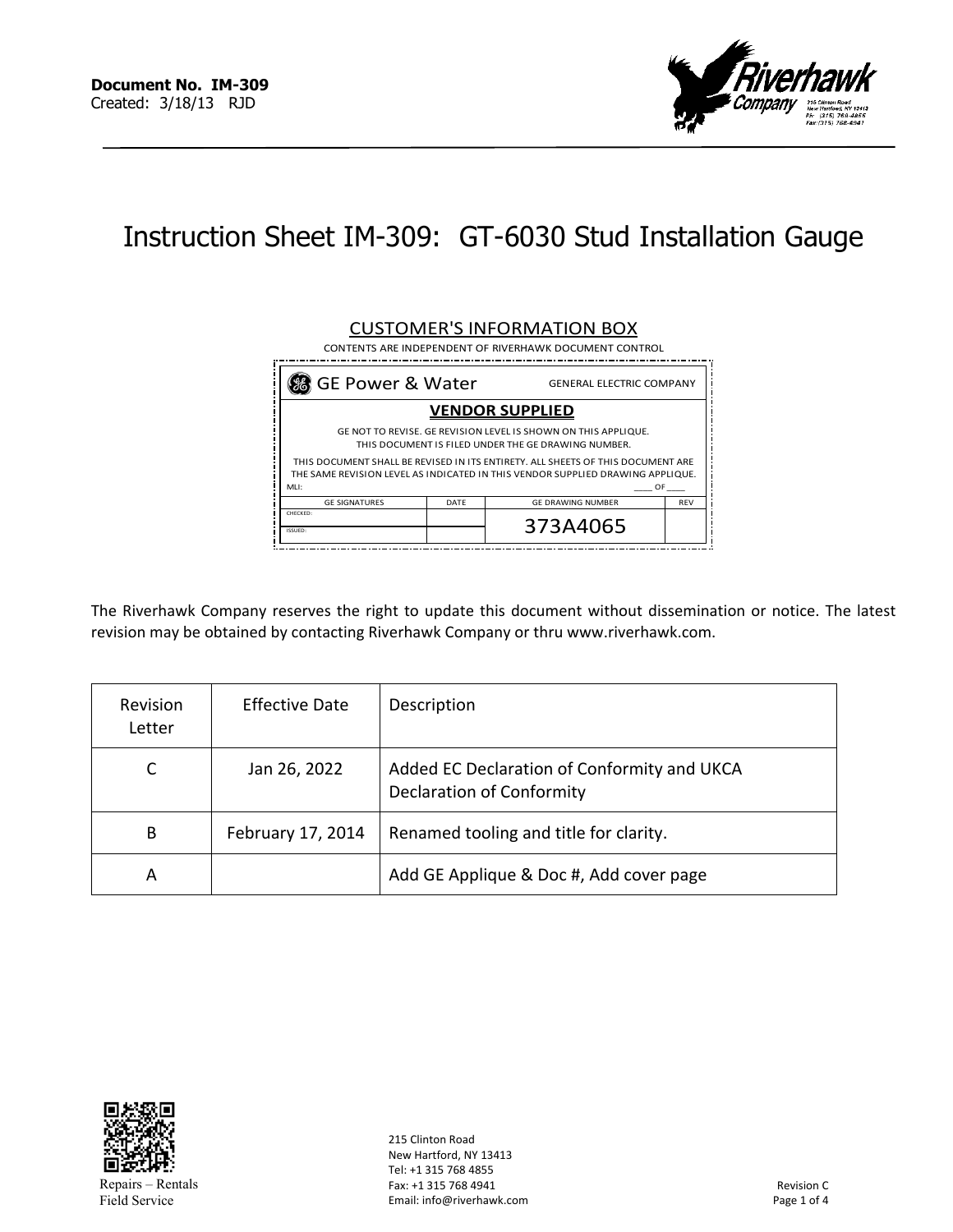**Document No. IM-309**
Created: 3/18/13 RJD

Riverhawk Company
215 Clinton Road
New Hartford, NY 13413
Ph: (315) 768-4855
Fax (315) 768-4941

# Instruction Sheet IM-309: GT-6030 Stud Installation Gauge

CUSTOMER'S INFORMATION BOX

CONTENTS ARE INDEPENDENT OF RIVERHAWK DOCUMENT CONTROL

| GE Power & Water | | GENERAL ELECTRIC COMPANY | |
|---|---|---|---|
| **VENDOR SUPPLIED** | | | |
| GE NOT TO REVISE. GE REVISION LEVEL IS SHOWN ON THIS APPLIQUE. THIS DOCUMENT IS FILED UNDER THE GE DRAWING NUMBER. | | | |
| THIS DOCUMENT SHALL BE REVISED IN ITS ENTIRETY. ALL SHEETS OF THIS DOCUMENT ARE THE SAME REVISION LEVEL AS INDICATED IN THIS VENDOR SUPPLIED DRAWING APPLIQUE. MLI: ____ OF ____ | | | |
| GE SIGNATURES | DATE | GE DRAWING NUMBER | REV |
| CHECKED: | | 373A4065 | |
| ISSUED: | | | |

The Riverhawk Company reserves the right to update this document without dissemination or notice. The latest revision may be obtained by contacting Riverhawk Company or thru www.riverhawk.com.

| Revision Letter | Effective Date | Description |
|---|---|---|
| C | Jan 26, 2022 | Added EC Declaration of Conformity and UKCA Declaration of Conformity |
| B | February 17, 2014 | Renamed tooling and title for clarity. |
| A | | Add GE Applique & Doc #, Add cover page |

Repairs – Rentals
Field Service

215 Clinton Road
New Hartford, NY 13413
Tel: +1 315 768 4855
Fax: +1 315 768 4941
Email: info@riverhawk.com

Revision C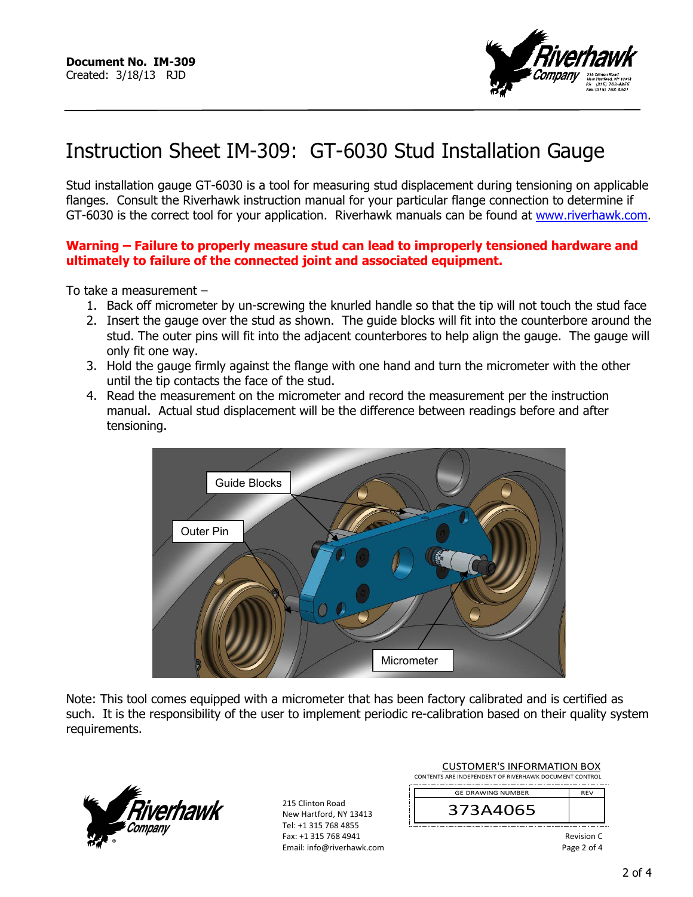**Document No. IM-309**
Created: 3/18/13 RJD

# Instruction Sheet IM-309: GT-6030 Stud Installation Gauge

Stud installation gauge GT-6030 is a tool for measuring stud displacement during tensioning on applicable flanges. Consult the Riverhawk instruction manual for your particular flange connection to determine if GT-6030 is the correct tool for your application. Riverhawk manuals can be found at www.riverhawk.com.

**Warning – Failure to properly measure stud can lead to improperly tensioned hardware and ultimately to failure of the connected joint and associated equipment.**

To take a measurement –

1. Back off micrometer by un-screwing the knurled handle so that the tip will not touch the stud face
2. Insert the gauge over the stud as shown. The guide blocks will fit into the counterbore around the stud. The outer pins will fit into the adjacent counterbores to help align the gauge. The gauge will only fit one way.
3. Hold the gauge firmly against the flange with one hand and turn the micrometer with the other until the tip contacts the face of the stud.
4. Read the measurement on the micrometer and record the measurement per the instruction manual. Actual stud displacement will be the difference between readings before and after tensioning.

Guide Blocks

Outer Pin

Micrometer

Note: This tool comes equipped with a micrometer that has been factory calibrated and is certified as such. It is the responsibility of the user to implement periodic re-calibration based on their quality system requirements.

215 Clinton Road
New Hartford, NY 13413
Tel: +1 315 768 4855
Fax: +1 315 768 4941
Email: info@riverhawk.com

CUSTOMER'S INFORMATION BOX
CONTENTS ARE INDEPENDENT OF RIVERHAWK DOCUMENT CONTROL

| GE DRAWING NUMBER | REV |
|---|---|
| 373A4065 | |

Revision C
Page 2 of 4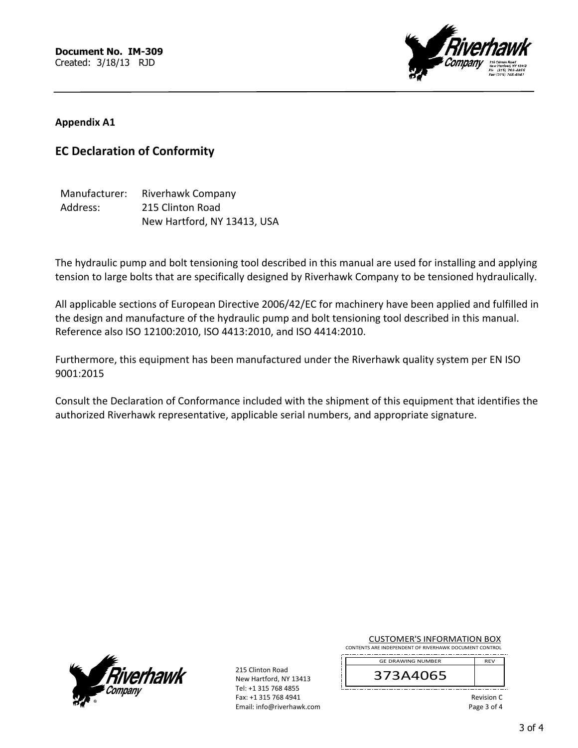**Document No. IM-309**
Created: 3/18/13 RJD

**Appendix A1**

## EC Declaration of Conformity

| | |
|---|---|
| Manufacturer: | Riverhawk Company |
| Address: | 215 Clinton Road |
| | New Hartford, NY 13413, USA |

The hydraulic pump and bolt tensioning tool described in this manual are used for installing and applying tension to large bolts that are specifically designed by Riverhawk Company to be tensioned hydraulically.

All applicable sections of European Directive 2006/42/EC for machinery have been applied and fulfilled in the design and manufacture of the hydraulic pump and bolt tensioning tool described in this manual. Reference also ISO 12100:2010, ISO 4413:2010, and ISO 4414:2010.

Furthermore, this equipment has been manufactured under the Riverhawk quality system per EN ISO 9001:2015

Consult the Declaration of Conformance included with the shipment of this equipment that identifies the authorized Riverhawk representative, applicable serial numbers, and appropriate signature.

215 Clinton Road
New Hartford, NY 13413
Tel: +1 315 768 4855
Fax: +1 315 768 4941
Email: info@riverhawk.com

CUSTOMER'S INFORMATION BOX
CONTENTS ARE INDEPENDENT OF RIVERHAWK DOCUMENT CONTROL

| GE DRAWING NUMBER | REV |
|---|---|
| 373A4065 | |

Revision C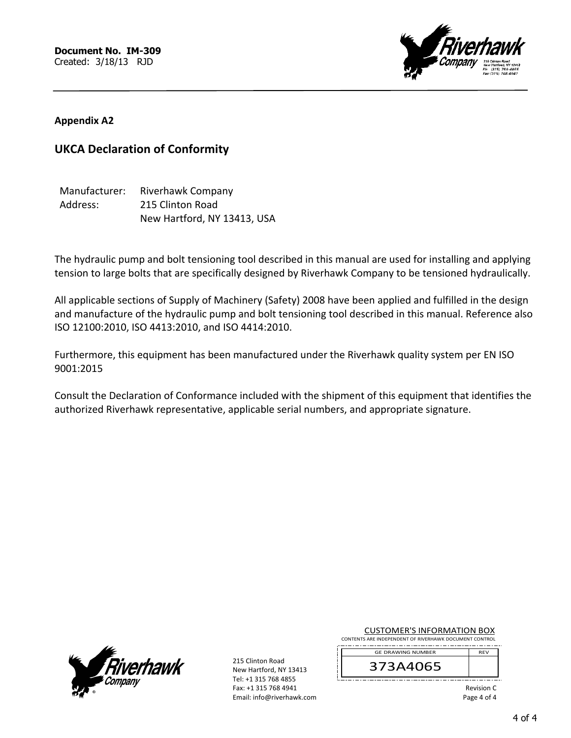**Document No. IM-309**
Created: 3/18/13 RJD

**Appendix A2**

## UKCA Declaration of Conformity

| | |
|---|---|
| Manufacturer: | Riverhawk Company |
| Address: | 215 Clinton Road<br>New Hartford, NY 13413, USA |

The hydraulic pump and bolt tensioning tool described in this manual are used for installing and applying tension to large bolts that are specifically designed by Riverhawk Company to be tensioned hydraulically.

All applicable sections of Supply of Machinery (Safety) 2008 have been applied and fulfilled in the design and manufacture of the hydraulic pump and bolt tensioning tool described in this manual. Reference also ISO 12100:2010, ISO 4413:2010, and ISO 4414:2010.

Furthermore, this equipment has been manufactured under the Riverhawk quality system per EN ISO 9001:2015

Consult the Declaration of Conformance included with the shipment of this equipment that identifies the authorized Riverhawk representative, applicable serial numbers, and appropriate signature.

215 Clinton Road
New Hartford, NY 13413
Tel: +1 315 768 4855
Fax: +1 315 768 4941
Email: info@riverhawk.com

CUSTOMER'S INFORMATION BOX
CONTENTS ARE INDEPENDENT OF RIVERHAWK DOCUMENT CONTROL

| GE DRAWING NUMBER | REV |
|---|---|
| 373A4065 | |

Revision C
Page 4 of 4